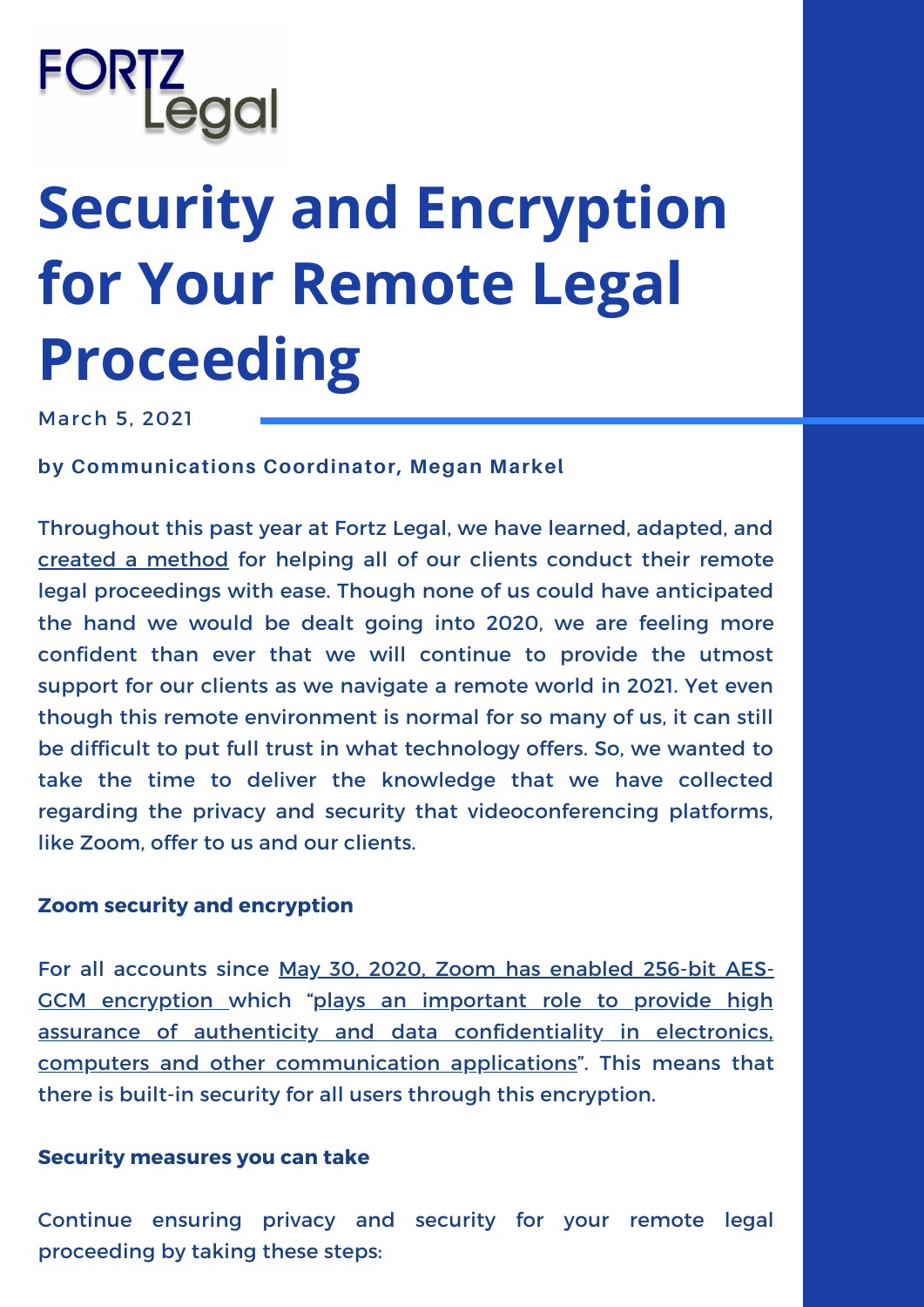FORTZ Legal

# Security and Encryption for Your Remote Legal Proceeding

March 5, 2021

**by Communications Coordinator, Megan Markel**

Throughout this past year at Fortz Legal, we have learned, adapted, and created a method for helping all of our clients conduct their remote legal proceedings with ease. Though none of us could have anticipated the hand we would be dealt going into 2020, we are feeling more confident than ever that we will continue to provide the utmost support for our clients as we navigate a remote world in 2021. Yet even though this remote environment is normal for so many of us, it can still be difficult to put full trust in what technology offers. So, we wanted to take the time to deliver the knowledge that we have collected regarding the privacy and security that videoconferencing platforms, like Zoom, offer to us and our clients.

**Zoom security and encryption**

For all accounts since May 30, 2020, Zoom has enabled 256-bit AES-GCM encryption which "plays an important role to provide high assurance of authenticity and data confidentiality in electronics, computers and other communication applications". This means that there is built-in security for all users through this encryption.

**Security measures you can take**

Continue ensuring privacy and security for your remote legal proceeding by taking these steps: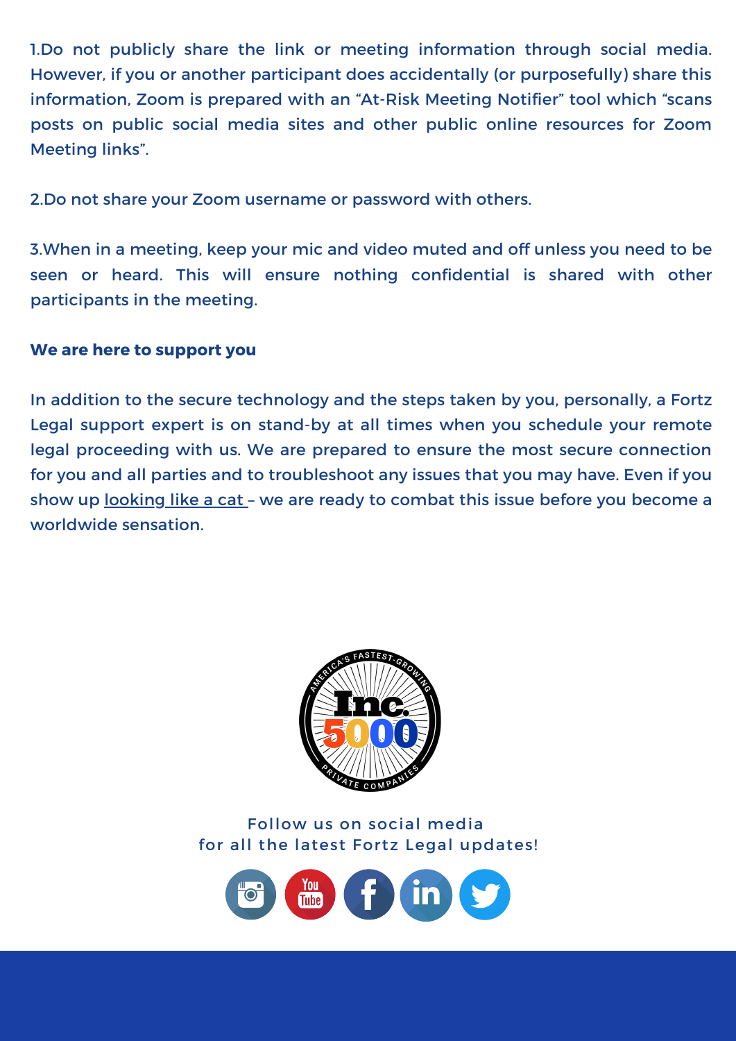1.Do not publicly share the link or meeting information through social media. However, if you or another participant does accidentally (or purposefully) share this information, Zoom is prepared with an "At-Risk Meeting Notifier" tool which "scans posts on public social media sites and other public online resources for Zoom Meeting links".

2.Do not share your Zoom username or password with others.

3.When in a meeting, keep your mic and video muted and off unless you need to be seen or heard. This will ensure nothing confidential is shared with other participants in the meeting.

**We are here to support you**

In addition to the secure technology and the steps taken by you, personally, a Fortz Legal support expert is on stand-by at all times when you schedule your remote legal proceeding with us. We are prepared to ensure the most secure connection for you and all parties and to troubleshoot any issues that you may have. Even if you show up looking like a cat – we are ready to combat this issue before you become a worldwide sensation.

Follow us on social media
for all the latest Fortz Legal updates!